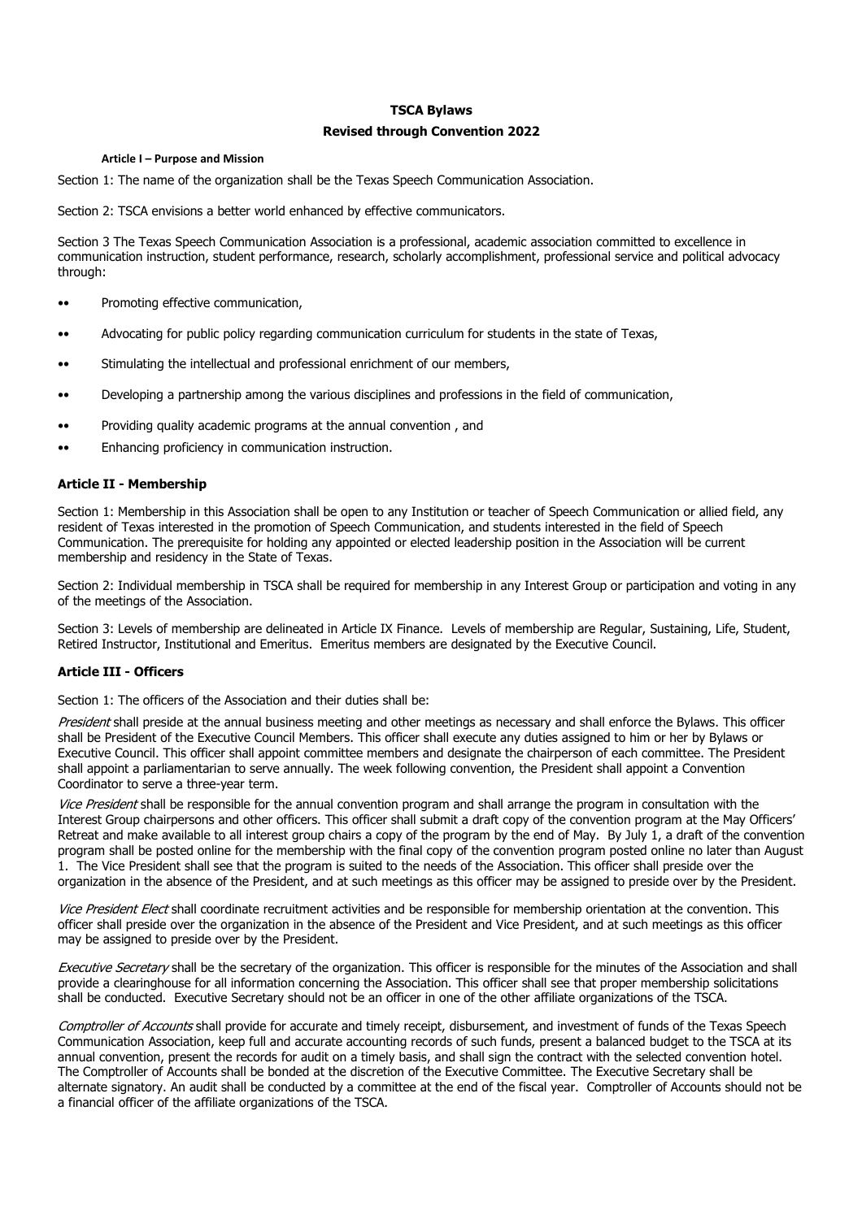# TSCA Bylaws

## Revised through Convention 2022

### Article I – Purpose and Mission

Section 1: The name of the organization shall be the Texas Speech Communication Association.

Section 2: TSCA envisions a better world enhanced by effective communicators.

Section 3 The Texas Speech Communication Association is a professional, academic association committed to excellence in communication instruction, student performance, research, scholarly accomplishment, professional service and political advocacy through:

- Promoting effective communication,
- Advocating for public policy regarding communication curriculum for students in the state of Texas,
- Stimulating the intellectual and professional enrichment of our members,
- Developing a partnership among the various disciplines and professions in the field of communication,
- Providing quality academic programs at the annual convention , and
- Enhancing proficiency in communication instruction.

### Article II - Membership

Section 1: Membership in this Association shall be open to any Institution or teacher of Speech Communication or allied field, any resident of Texas interested in the promotion of Speech Communication, and students interested in the field of Speech Communication. The prerequisite for holding any appointed or elected leadership position in the Association will be current membership and residency in the State of Texas.

Section 2: Individual membership in TSCA shall be required for membership in any Interest Group or participation and voting in any of the meetings of the Association.

Section 3: Levels of membership are delineated in Article IX Finance. Levels of membership are Regular, Sustaining, Life, Student, Retired Instructor, Institutional and Emeritus. Emeritus members are designated by the Executive Council.

### Article III - Officers

Section 1: The officers of the Association and their duties shall be:

*President* shall preside at the annual business meeting and other meetings as necessary and shall enforce the Bylaws. This officer shall be President of the Executive Council Members. This officer shall execute any duties assigned to him or her by Bylaws or Executive Council. This officer shall appoint committee members and designate the chairperson of each committee. The President shall appoint a parliamentarian to serve annually. The week following convention, the President shall appoint a Convention Coordinator to serve a three-year term.

*Vice President* shall be responsible for the annual convention program and shall arrange the program in consultation with the Interest Group chairpersons and other officers. This officer shall submit a draft copy of the convention program at the May Officers' Retreat and make available to all interest group chairs a copy of the program by the end of May. By July 1, a draft of the convention program shall be posted online for the membership with the final copy of the convention program posted online no later than August 1. The Vice President shall see that the program is suited to the needs of the Association. This officer shall preside over the organization in the absence of the President, and at such meetings as this officer may be assigned to preside over by the President.

*Vice President Elect* shall coordinate recruitment activities and be responsible for membership orientation at the convention. This officer shall preside over the organization in the absence of the President and Vice President, and at such meetings as this officer may be assigned to preside over by the President.

*Executive Secretary* shall be the secretary of the organization. This officer is responsible for the minutes of the Association and shall provide a clearinghouse for all information concerning the Association. This officer shall see that proper membership solicitations shall be conducted. Executive Secretary should not be an officer in one of the other affiliate organizations of the TSCA.

*Comptroller of Accounts* shall provide for accurate and timely receipt, disbursement, and investment of funds of the Texas Speech Communication Association, keep full and accurate accounting records of such funds, present a balanced budget to the TSCA at its annual convention, present the records for audit on a timely basis, and shall sign the contract with the selected convention hotel. The Comptroller of Accounts shall be bonded at the discretion of the Executive Committee. The Executive Secretary shall be alternate signatory. An audit shall be conducted by a committee at the end of the fiscal year. Comptroller of Accounts should not be a financial officer of the affiliate organizations of the TSCA.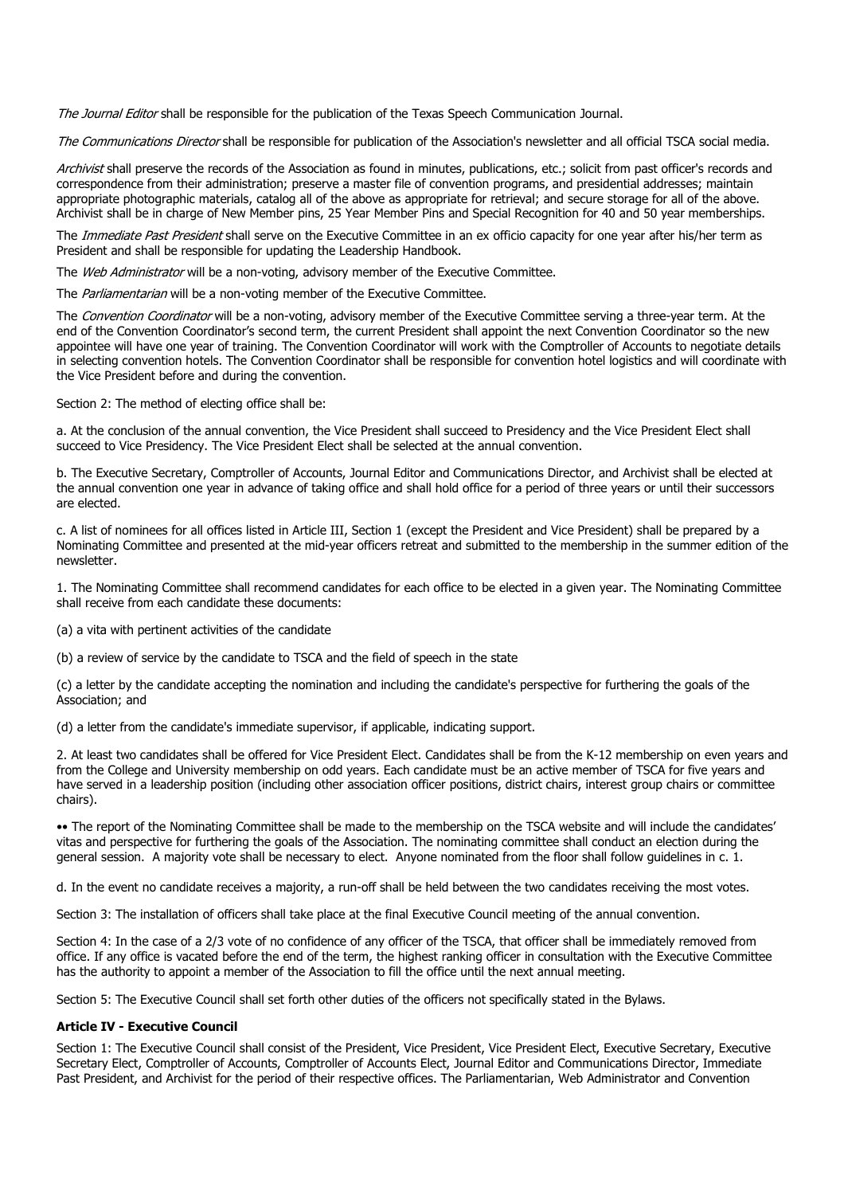*The Journal Editor* shall be responsible for the publication of the Texas Speech Communication Journal.

*The Communications Director* shall be responsible for publication of the Association's newsletter and all official TSCA social media.

*Archivist* shall preserve the records of the Association as found in minutes, publications, etc.; solicit from past officer's records and correspondence from their administration; preserve a master file of convention programs, and presidential addresses; maintain appropriate photographic materials, catalog all of the above as appropriate for retrieval; and secure storage for all of the above. Archivist shall be in charge of New Member pins, 25 Year Member Pins and Special Recognition for 40 and 50 year memberships.

The *Immediate Past President* shall serve on the Executive Committee in an ex officio capacity for one year after his/her term as President and shall be responsible for updating the Leadership Handbook.

The *Web Administrator* will be a non-voting, advisory member of the Executive Committee.

The *Parliamentarian* will be a non-voting member of the Executive Committee.

The *Convention Coordinator* will be a non-voting, advisory member of the Executive Committee serving a three-year term. At the end of the Convention Coordinator's second term, the current President shall appoint the next Convention Coordinator so the new appointee will have one year of training. The Convention Coordinator will work with the Comptroller of Accounts to negotiate details in selecting convention hotels. The Convention Coordinator shall be responsible for convention hotel logistics and will coordinate with the Vice President before and during the convention.

Section 2: The method of electing office shall be:

a. At the conclusion of the annual convention, the Vice President shall succeed to Presidency and the Vice President Elect shall succeed to Vice Presidency. The Vice President Elect shall be selected at the annual convention.

b. The Executive Secretary, Comptroller of Accounts, Journal Editor and Communications Director, and Archivist shall be elected at the annual convention one year in advance of taking office and shall hold office for a period of three years or until their successors are elected.

c. A list of nominees for all offices listed in Article III, Section 1 (except the President and Vice President) shall be prepared by a Nominating Committee and presented at the mid-year officers retreat and submitted to the membership in the summer edition of the newsletter.

1. The Nominating Committee shall recommend candidates for each office to be elected in a given year. The Nominating Committee shall receive from each candidate these documents:

(a) a vita with pertinent activities of the candidate

(b) a review of service by the candidate to TSCA and the field of speech in the state

(c) a letter by the candidate accepting the nomination and including the candidate's perspective for furthering the goals of the Association; and

(d) a letter from the candidate's immediate supervisor, if applicable, indicating support.

2. At least two candidates shall be offered for Vice President Elect. Candidates shall be from the K-12 membership on even years and from the College and University membership on odd years. Each candidate must be an active member of TSCA for five years and have served in a leadership position (including other association officer positions, district chairs, interest group chairs or committee chairs).

•• The report of the Nominating Committee shall be made to the membership on the TSCA website and will include the candidates' vitas and perspective for furthering the goals of the Association. The nominating committee shall conduct an election during the general session. A majority vote shall be necessary to elect. Anyone nominated from the floor shall follow guidelines in c. 1.

d. In the event no candidate receives a majority, a run-off shall be held between the two candidates receiving the most votes.

Section 3: The installation of officers shall take place at the final Executive Council meeting of the annual convention.

Section 4: In the case of a 2/3 vote of no confidence of any officer of the TSCA, that officer shall be immediately removed from office. If any office is vacated before the end of the term, the highest ranking officer in consultation with the Executive Committee has the authority to appoint a member of the Association to fill the office until the next annual meeting.

Section 5: The Executive Council shall set forth other duties of the officers not specifically stated in the Bylaws.

**Article IV - Executive Council**

Section 1: The Executive Council shall consist of the President, Vice President, Vice President Elect, Executive Secretary, Executive Secretary Elect, Comptroller of Accounts, Comptroller of Accounts Elect, Journal Editor and Communications Director, Immediate Past President, and Archivist for the period of their respective offices. The Parliamentarian, Web Administrator and Convention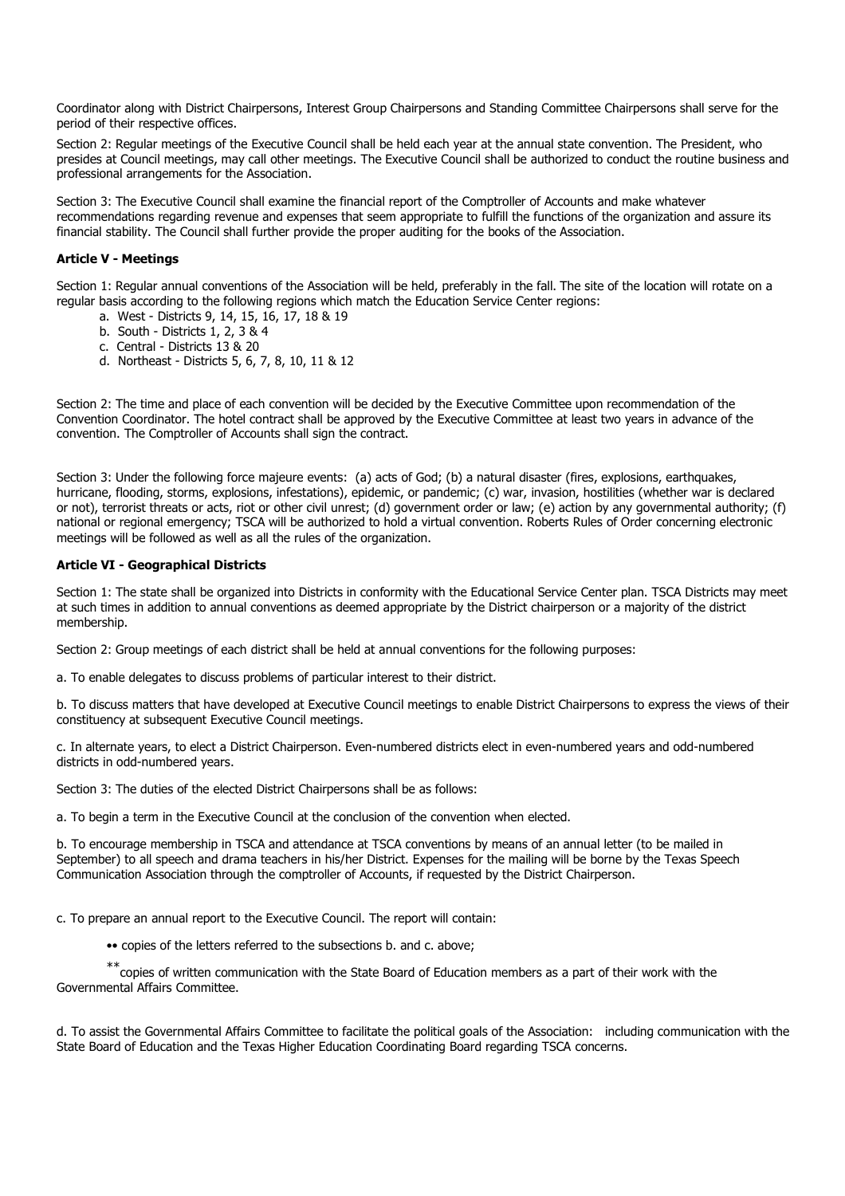Coordinator along with District Chairpersons, Interest Group Chairpersons and Standing Committee Chairpersons shall serve for the period of their respective offices.

Section 2: Regular meetings of the Executive Council shall be held each year at the annual state convention. The President, who presides at Council meetings, may call other meetings. The Executive Council shall be authorized to conduct the routine business and professional arrangements for the Association.

Section 3: The Executive Council shall examine the financial report of the Comptroller of Accounts and make whatever recommendations regarding revenue and expenses that seem appropriate to fulfill the functions of the organization and assure its financial stability. The Council shall further provide the proper auditing for the books of the Association.

**Article V - Meetings**

Section 1: Regular annual conventions of the Association will be held, preferably in the fall. The site of the location will rotate on a regular basis according to the following regions which match the Education Service Center regions:

a. West - Districts 9, 14, 15, 16, 17, 18 & 19
b. South - Districts 1, 2, 3 & 4
c. Central - Districts 13 & 20
d. Northeast - Districts 5, 6, 7, 8, 10, 11 & 12

Section 2: The time and place of each convention will be decided by the Executive Committee upon recommendation of the Convention Coordinator. The hotel contract shall be approved by the Executive Committee at least two years in advance of the convention. The Comptroller of Accounts shall sign the contract.

Section 3: Under the following force majeure events: (a) acts of God; (b) a natural disaster (fires, explosions, earthquakes, hurricane, flooding, storms, explosions, infestations), epidemic, or pandemic; (c) war, invasion, hostilities (whether war is declared or not), terrorist threats or acts, riot or other civil unrest; (d) government order or law; (e) action by any governmental authority; (f) national or regional emergency; TSCA will be authorized to hold a virtual convention. Roberts Rules of Order concerning electronic meetings will be followed as well as all the rules of the organization.

**Article VI - Geographical Districts**

Section 1: The state shall be organized into Districts in conformity with the Educational Service Center plan. TSCA Districts may meet at such times in addition to annual conventions as deemed appropriate by the District chairperson or a majority of the district membership.

Section 2: Group meetings of each district shall be held at annual conventions for the following purposes:

a. To enable delegates to discuss problems of particular interest to their district.

b. To discuss matters that have developed at Executive Council meetings to enable District Chairpersons to express the views of their constituency at subsequent Executive Council meetings.

c. In alternate years, to elect a District Chairperson. Even-numbered districts elect in even-numbered years and odd-numbered districts in odd-numbered years.

Section 3: The duties of the elected District Chairpersons shall be as follows:

a. To begin a term in the Executive Council at the conclusion of the convention when elected.

b. To encourage membership in TSCA and attendance at TSCA conventions by means of an annual letter (to be mailed in September) to all speech and drama teachers in his/her District. Expenses for the mailing will be borne by the Texas Speech Communication Association through the comptroller of Accounts, if requested by the District Chairperson.

c. To prepare an annual report to the Executive Council. The report will contain:

•• copies of the letters referred to the subsections b. and c. above;

**copies of written communication with the State Board of Education members as a part of their work with the Governmental Affairs Committee.

d. To assist the Governmental Affairs Committee to facilitate the political goals of the Association: including communication with the State Board of Education and the Texas Higher Education Coordinating Board regarding TSCA concerns.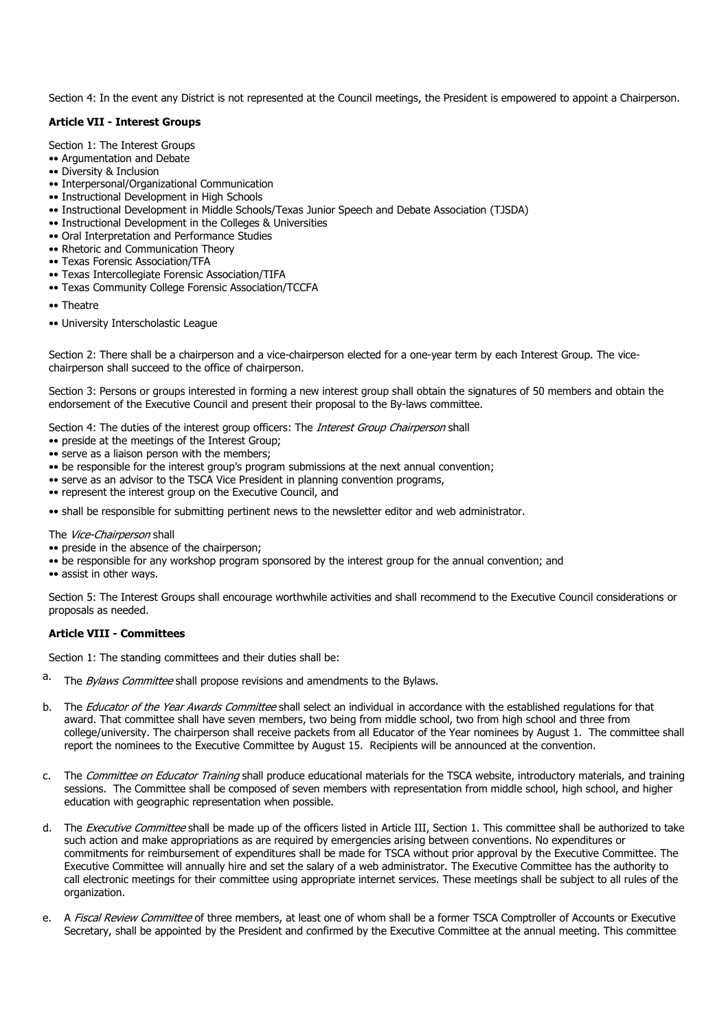Section 4: In the event any District is not represented at the Council meetings, the President is empowered to appoint a Chairperson.

**Article VII - Interest Groups**

Section 1: The Interest Groups

- Argumentation and Debate
- Diversity & Inclusion
- Interpersonal/Organizational Communication
- Instructional Development in High Schools
- Instructional Development in Middle Schools/Texas Junior Speech and Debate Association (TJSDA)
- Instructional Development in the Colleges & Universities
- Oral Interpretation and Performance Studies
- Rhetoric and Communication Theory
- Texas Forensic Association/TFA
- Texas Intercollegiate Forensic Association/TIFA
- Texas Community College Forensic Association/TCCFA
- Theatre
- University Interscholastic League

Section 2: There shall be a chairperson and a vice-chairperson elected for a one-year term by each Interest Group. The vice-chairperson shall succeed to the office of chairperson.

Section 3: Persons or groups interested in forming a new interest group shall obtain the signatures of 50 members and obtain the endorsement of the Executive Council and present their proposal to the By-laws committee.

Section 4: The duties of the interest group officers: The *Interest Group Chairperson* shall

- preside at the meetings of the Interest Group;
- serve as a liaison person with the members;
- be responsible for the interest group's program submissions at the next annual convention;
- serve as an advisor to the TSCA Vice President in planning convention programs,
- represent the interest group on the Executive Council, and
- shall be responsible for submitting pertinent news to the newsletter editor and web administrator.

The *Vice-Chairperson* shall

- preside in the absence of the chairperson;
- be responsible for any workshop program sponsored by the interest group for the annual convention; and
- assist in other ways.

Section 5: The Interest Groups shall encourage worthwhile activities and shall recommend to the Executive Council considerations or proposals as needed.

**Article VIII - Committees**

Section 1: The standing committees and their duties shall be:

a. The *Bylaws Committee* shall propose revisions and amendments to the Bylaws.

b. The *Educator of the Year Awards Committee* shall select an individual in accordance with the established regulations for that award. That committee shall have seven members, two being from middle school, two from high school and three from college/university. The chairperson shall receive packets from all Educator of the Year nominees by August 1. The committee shall report the nominees to the Executive Committee by August 15. Recipients will be announced at the convention.

c. The *Committee on Educator Training* shall produce educational materials for the TSCA website, introductory materials, and training sessions. The Committee shall be composed of seven members with representation from middle school, high school, and higher education with geographic representation when possible.

d. The *Executive Committee* shall be made up of the officers listed in Article III, Section 1. This committee shall be authorized to take such action and make appropriations as are required by emergencies arising between conventions. No expenditures or commitments for reimbursement of expenditures shall be made for TSCA without prior approval by the Executive Committee. The Executive Committee will annually hire and set the salary of a web administrator. The Executive Committee has the authority to call electronic meetings for their committee using appropriate internet services. These meetings shall be subject to all rules of the organization.

e. A *Fiscal Review Committee* of three members, at least one of whom shall be a former TSCA Comptroller of Accounts or Executive Secretary, shall be appointed by the President and confirmed by the Executive Committee at the annual meeting. This committee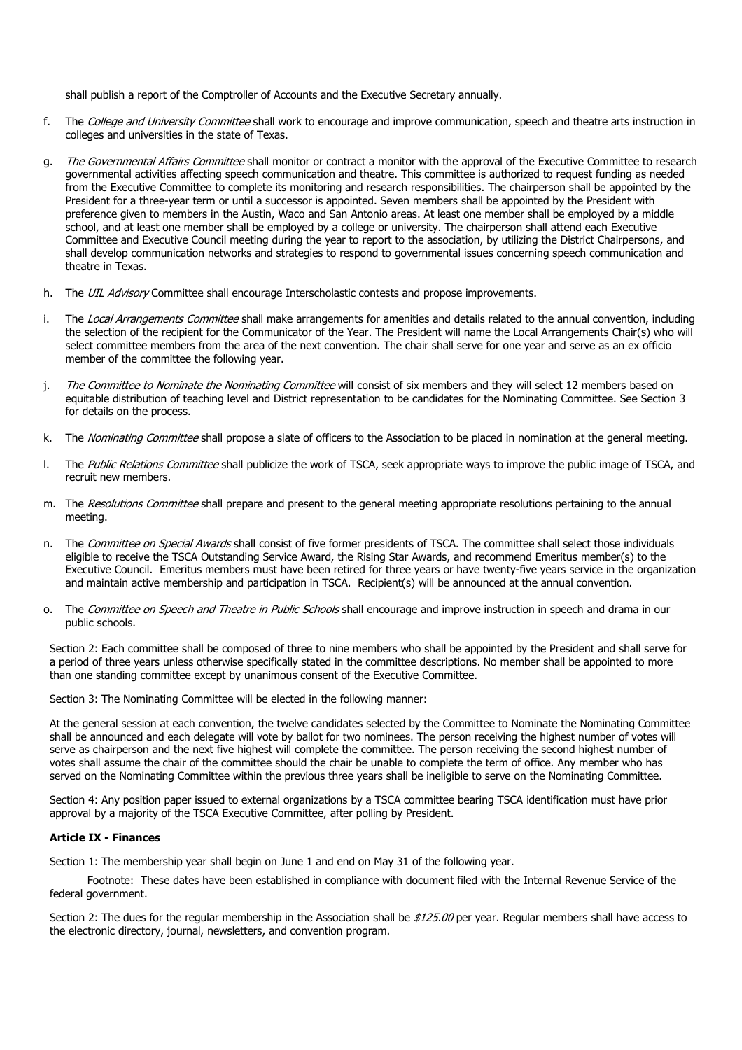shall publish a report of the Comptroller of Accounts and the Executive Secretary annually.

f. The *College and University Committee* shall work to encourage and improve communication, speech and theatre arts instruction in colleges and universities in the state of Texas.

g. *The Governmental Affairs Committee* shall monitor or contract a monitor with the approval of the Executive Committee to research governmental activities affecting speech communication and theatre. This committee is authorized to request funding as needed from the Executive Committee to complete its monitoring and research responsibilities. The chairperson shall be appointed by the President for a three-year term or until a successor is appointed. Seven members shall be appointed by the President with preference given to members in the Austin, Waco and San Antonio areas. At least one member shall be employed by a middle school, and at least one member shall be employed by a college or university. The chairperson shall attend each Executive Committee and Executive Council meeting during the year to report to the association, by utilizing the District Chairpersons, and shall develop communication networks and strategies to respond to governmental issues concerning speech communication and theatre in Texas.

h. The *UIL Advisory* Committee shall encourage Interscholastic contests and propose improvements.

i. The *Local Arrangements Committee* shall make arrangements for amenities and details related to the annual convention, including the selection of the recipient for the Communicator of the Year. The President will name the Local Arrangements Chair(s) who will select committee members from the area of the next convention. The chair shall serve for one year and serve as an ex officio member of the committee the following year.

j. *The Committee to Nominate the Nominating Committee* will consist of six members and they will select 12 members based on equitable distribution of teaching level and District representation to be candidates for the Nominating Committee. See Section 3 for details on the process.

k. The *Nominating Committee* shall propose a slate of officers to the Association to be placed in nomination at the general meeting.

l. The *Public Relations Committee* shall publicize the work of TSCA, seek appropriate ways to improve the public image of TSCA, and recruit new members.

m. The *Resolutions Committee* shall prepare and present to the general meeting appropriate resolutions pertaining to the annual meeting.

n. The *Committee on Special Awards* shall consist of five former presidents of TSCA. The committee shall select those individuals eligible to receive the TSCA Outstanding Service Award, the Rising Star Awards, and recommend Emeritus member(s) to the Executive Council. Emeritus members must have been retired for three years or have twenty-five years service in the organization and maintain active membership and participation in TSCA. Recipient(s) will be announced at the annual convention.

o. The *Committee on Speech and Theatre in Public Schools* shall encourage and improve instruction in speech and drama in our public schools.

Section 2: Each committee shall be composed of three to nine members who shall be appointed by the President and shall serve for a period of three years unless otherwise specifically stated in the committee descriptions. No member shall be appointed to more than one standing committee except by unanimous consent of the Executive Committee.

Section 3: The Nominating Committee will be elected in the following manner:

At the general session at each convention, the twelve candidates selected by the Committee to Nominate the Nominating Committee shall be announced and each delegate will vote by ballot for two nominees. The person receiving the highest number of votes will serve as chairperson and the next five highest will complete the committee. The person receiving the second highest number of votes shall assume the chair of the committee should the chair be unable to complete the term of office. Any member who has served on the Nominating Committee within the previous three years shall be ineligible to serve on the Nominating Committee.

Section 4: Any position paper issued to external organizations by a TSCA committee bearing TSCA identification must have prior approval by a majority of the TSCA Executive Committee, after polling by President.

**Article IX - Finances**

Section 1: The membership year shall begin on June 1 and end on May 31 of the following year.

Footnote: These dates have been established in compliance with document filed with the Internal Revenue Service of the federal government.

Section 2: The dues for the regular membership in the Association shall be *$125.00* per year. Regular members shall have access to the electronic directory, journal, newsletters, and convention program.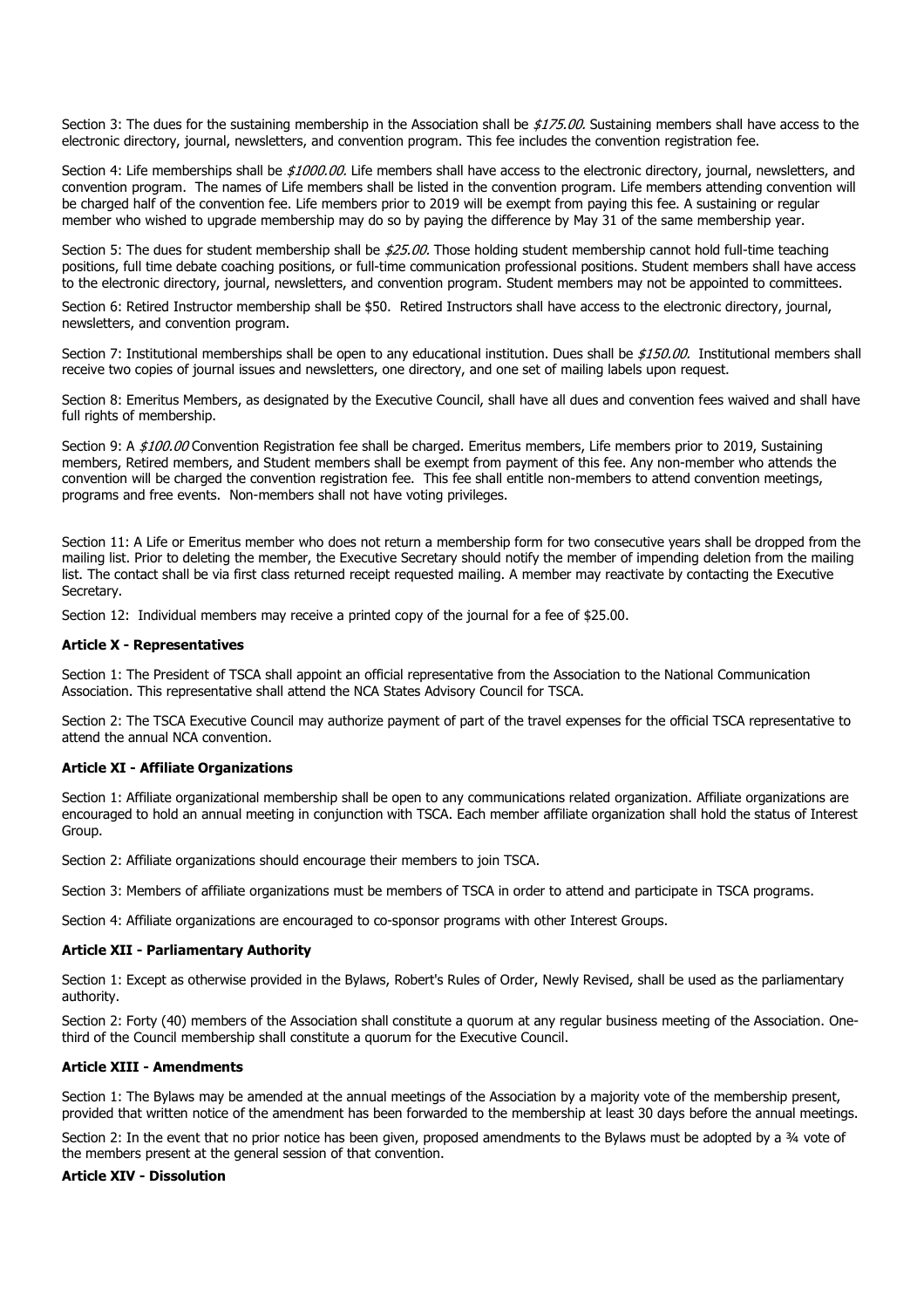Section 3: The dues for the sustaining membership in the Association shall be *$175.00.* Sustaining members shall have access to the electronic directory, journal, newsletters, and convention program. This fee includes the convention registration fee.

Section 4: Life memberships shall be *$1000.00.* Life members shall have access to the electronic directory, journal, newsletters, and convention program. The names of Life members shall be listed in the convention program. Life members attending convention will be charged half of the convention fee. Life members prior to 2019 will be exempt from paying this fee. A sustaining or regular member who wished to upgrade membership may do so by paying the difference by May 31 of the same membership year.

Section 5: The dues for student membership shall be *$25.00.* Those holding student membership cannot hold full-time teaching positions, full time debate coaching positions, or full-time communication professional positions. Student members shall have access to the electronic directory, journal, newsletters, and convention program. Student members may not be appointed to committees.

Section 6: Retired Instructor membership shall be $50. Retired Instructors shall have access to the electronic directory, journal, newsletters, and convention program.

Section 7: Institutional memberships shall be open to any educational institution. Dues shall be *$150.00.* Institutional members shall receive two copies of journal issues and newsletters, one directory, and one set of mailing labels upon request.

Section 8: Emeritus Members, as designated by the Executive Council, shall have all dues and convention fees waived and shall have full rights of membership.

Section 9: A *$100.00* Convention Registration fee shall be charged. Emeritus members, Life members prior to 2019, Sustaining members, Retired members, and Student members shall be exempt from payment of this fee. Any non-member who attends the convention will be charged the convention registration fee. This fee shall entitle non-members to attend convention meetings, programs and free events. Non-members shall not have voting privileges.

Section 11: A Life or Emeritus member who does not return a membership form for two consecutive years shall be dropped from the mailing list. Prior to deleting the member, the Executive Secretary should notify the member of impending deletion from the mailing list. The contact shall be via first class returned receipt requested mailing. A member may reactivate by contacting the Executive Secretary.

Section 12: Individual members may receive a printed copy of the journal for a fee of $25.00.

**Article X - Representatives**

Section 1: The President of TSCA shall appoint an official representative from the Association to the National Communication Association. This representative shall attend the NCA States Advisory Council for TSCA.

Section 2: The TSCA Executive Council may authorize payment of part of the travel expenses for the official TSCA representative to attend the annual NCA convention.

**Article XI - Affiliate Organizations**

Section 1: Affiliate organizational membership shall be open to any communications related organization. Affiliate organizations are encouraged to hold an annual meeting in conjunction with TSCA. Each member affiliate organization shall hold the status of Interest Group.

Section 2: Affiliate organizations should encourage their members to join TSCA.

Section 3: Members of affiliate organizations must be members of TSCA in order to attend and participate in TSCA programs.

Section 4: Affiliate organizations are encouraged to co-sponsor programs with other Interest Groups.

**Article XII - Parliamentary Authority**

Section 1: Except as otherwise provided in the Bylaws, Robert's Rules of Order, Newly Revised, shall be used as the parliamentary authority.

Section 2: Forty (40) members of the Association shall constitute a quorum at any regular business meeting of the Association. One-third of the Council membership shall constitute a quorum for the Executive Council.

**Article XIII - Amendments**

Section 1: The Bylaws may be amended at the annual meetings of the Association by a majority vote of the membership present, provided that written notice of the amendment has been forwarded to the membership at least 30 days before the annual meetings.

Section 2: In the event that no prior notice has been given, proposed amendments to the Bylaws must be adopted by a ¾ vote of the members present at the general session of that convention.

**Article XIV - Dissolution**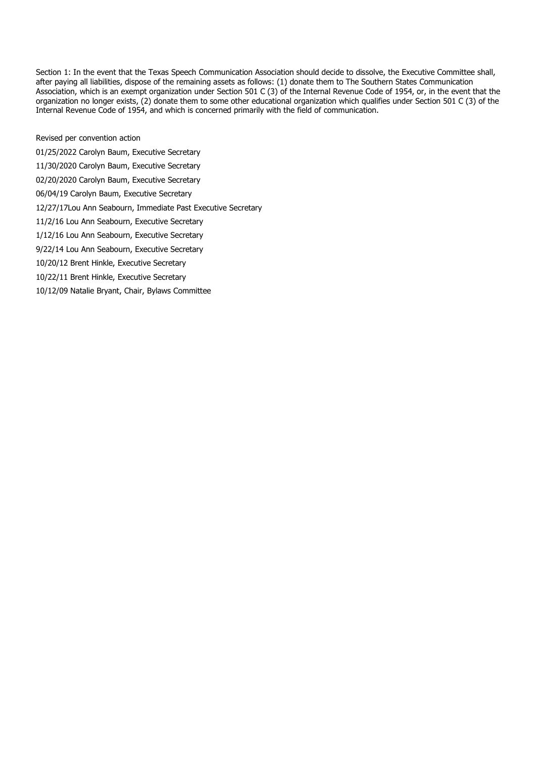Section 1: In the event that the Texas Speech Communication Association should decide to dissolve, the Executive Committee shall, after paying all liabilities, dispose of the remaining assets as follows: (1) donate them to The Southern States Communication Association, which is an exempt organization under Section 501 C (3) of the Internal Revenue Code of 1954, or, in the event that the organization no longer exists, (2) donate them to some other educational organization which qualifies under Section 501 C (3) of the Internal Revenue Code of 1954, and which is concerned primarily with the field of communication.

Revised per convention action

01/25/2022 Carolyn Baum, Executive Secretary

11/30/2020 Carolyn Baum, Executive Secretary

02/20/2020 Carolyn Baum, Executive Secretary

06/04/19 Carolyn Baum, Executive Secretary

12/27/17Lou Ann Seabourn, Immediate Past Executive Secretary

11/2/16 Lou Ann Seabourn, Executive Secretary

1/12/16 Lou Ann Seabourn, Executive Secretary

9/22/14 Lou Ann Seabourn, Executive Secretary

10/20/12 Brent Hinkle, Executive Secretary

10/22/11 Brent Hinkle, Executive Secretary

10/12/09 Natalie Bryant, Chair, Bylaws Committee